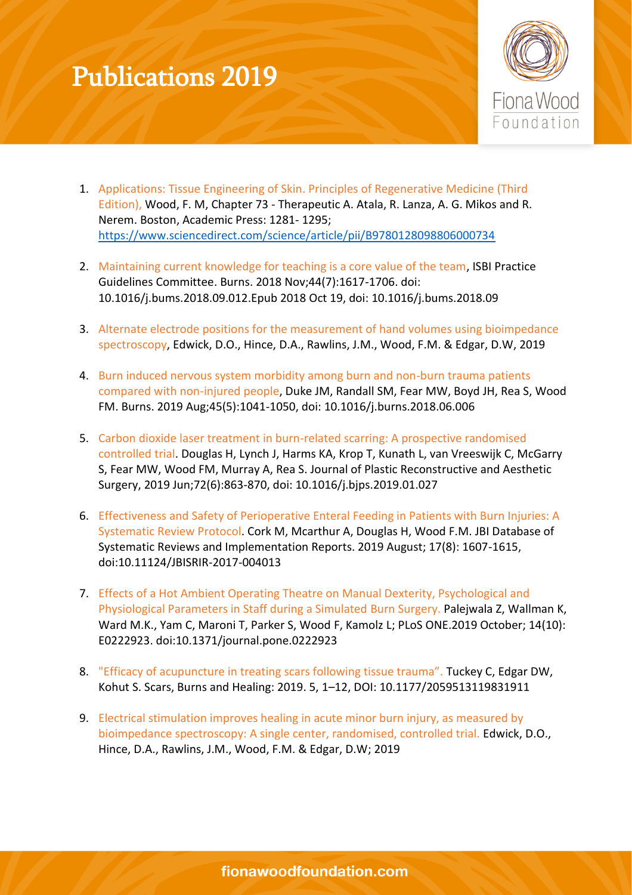# Publications 2019

1. Applications: Tissue Engineering of Skin. Principles of Regenerative Medicine (Third Edition), Wood, F. M, Chapter 73 - Therapeutic A. Atala, R. Lanza, A. G. Mikos and R. Nerem. Boston, Academic Press: 1281- 1295; https://www.sciencedirect.com/science/article/pii/B9780128098806000734

2. Maintaining current knowledge for teaching is a core value of the team, ISBI Practice Guidelines Committee. Burns. 2018 Nov;44(7):1617-1706. doi: 10.1016/j.bums.2018.09.012.Epub 2018 Oct 19, doi: 10.1016/j.bums.2018.09

3. Alternate electrode positions for the measurement of hand volumes using bioimpedance spectroscopy, Edwick, D.O., Hince, D.A., Rawlins, J.M., Wood, F.M. & Edgar, D.W, 2019

4. Burn induced nervous system morbidity among burn and non-burn trauma patients compared with non-injured people, Duke JM, Randall SM, Fear MW, Boyd JH, Rea S, Wood FM. Burns. 2019 Aug;45(5):1041-1050, doi: 10.1016/j.burns.2018.06.006

5. Carbon dioxide laser treatment in burn-related scarring: A prospective randomised controlled trial. Douglas H, Lynch J, Harms KA, Krop T, Kunath L, van Vreeswijk C, McGarry S, Fear MW, Wood FM, Murray A, Rea S. Journal of Plastic Reconstructive and Aesthetic Surgery, 2019 Jun;72(6):863-870, doi: 10.1016/j.bjps.2019.01.027

6. Effectiveness and Safety of Perioperative Enteral Feeding in Patients with Burn Injuries: A Systematic Review Protocol. Cork M, Mcarthur A, Douglas H, Wood F.M. JBI Database of Systematic Reviews and Implementation Reports. 2019 August; 17(8): 1607-1615, doi:10.11124/JBISRIR-2017-004013

7. Effects of a Hot Ambient Operating Theatre on Manual Dexterity, Psychological and Physiological Parameters in Staff during a Simulated Burn Surgery. Palejwala Z, Wallman K, Ward M.K., Yam C, Maroni T, Parker S, Wood F, Kamolz L; PLoS ONE.2019 October; 14(10): E0222923. doi:10.1371/journal.pone.0222923

8. "Efficacy of acupuncture in treating scars following tissue trauma". Tuckey C, Edgar DW, Kohut S. Scars, Burns and Healing: 2019. 5, 1–12, DOI: 10.1177/2059513119831911

9. Electrical stimulation improves healing in acute minor burn injury, as measured by bioimpedance spectroscopy: A single center, randomised, controlled trial. Edwick, D.O., Hince, D.A., Rawlins, J.M., Wood, F.M. & Edgar, D.W; 2019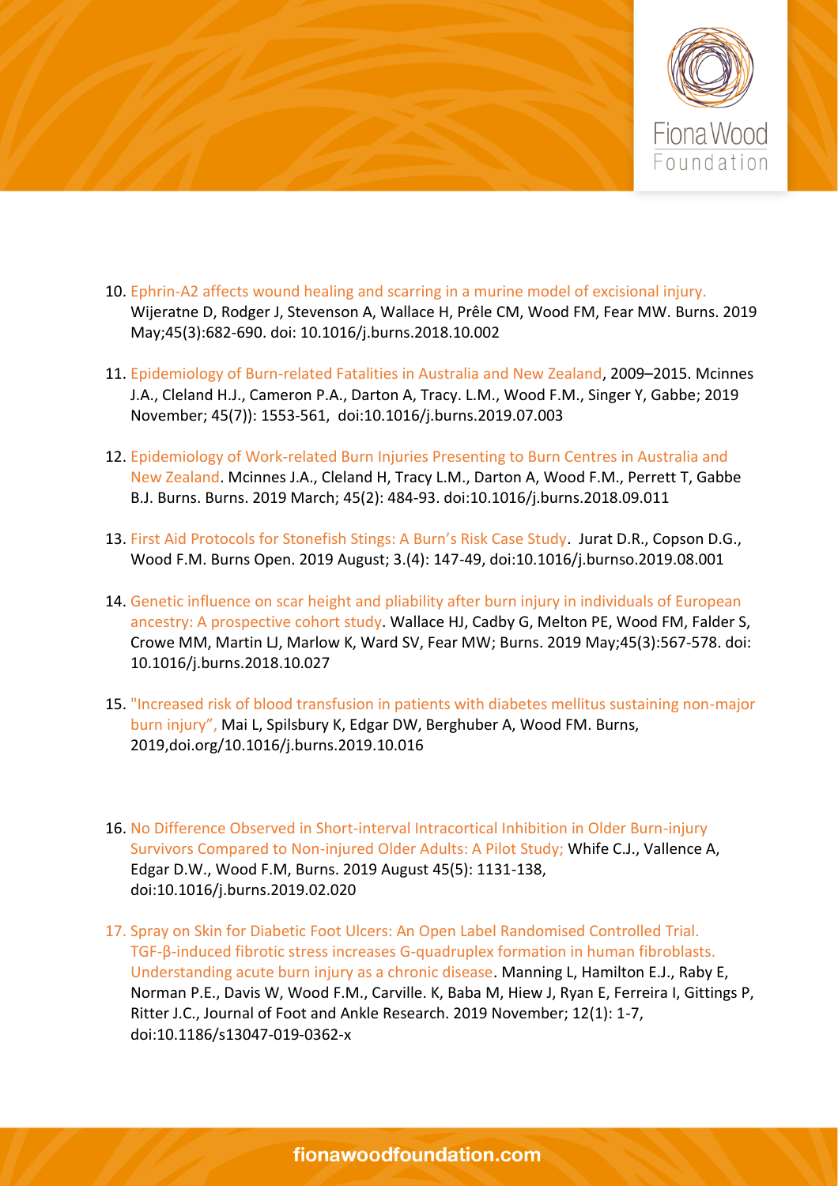10. Ephrin-A2 affects wound healing and scarring in a murine model of excisional injury. Wijeratne D, Rodger J, Stevenson A, Wallace H, Prêle CM, Wood FM, Fear MW. Burns. 2019 May;45(3):682-690. doi: 10.1016/j.burns.2018.10.002

11. Epidemiology of Burn-related Fatalities in Australia and New Zealand, 2009–2015. Mcinnes J.A., Cleland H.J., Cameron P.A., Darton A, Tracy. L.M., Wood F.M., Singer Y, Gabbe; 2019 November; 45(7)): 1553-561, doi:10.1016/j.burns.2019.07.003

12. Epidemiology of Work-related Burn Injuries Presenting to Burn Centres in Australia and New Zealand. Mcinnes J.A., Cleland H, Tracy L.M., Darton A, Wood F.M., Perrett T, Gabbe B.J. Burns. Burns. 2019 March; 45(2): 484-93. doi:10.1016/j.burns.2018.09.011

13. First Aid Protocols for Stonefish Stings: A Burn's Risk Case Study. Jurat D.R., Copson D.G., Wood F.M. Burns Open. 2019 August; 3.(4): 147-49, doi:10.1016/j.burnso.2019.08.001

14. Genetic influence on scar height and pliability after burn injury in individuals of European ancestry: A prospective cohort study. Wallace HJ, Cadby G, Melton PE, Wood FM, Falder S, Crowe MM, Martin LJ, Marlow K, Ward SV, Fear MW; Burns. 2019 May;45(3):567-578. doi: 10.1016/j.burns.2018.10.027

15. "Increased risk of blood transfusion in patients with diabetes mellitus sustaining non-major burn injury", Mai L, Spilsbury K, Edgar DW, Berghuber A, Wood FM. Burns, 2019,doi.org/10.1016/j.burns.2019.10.016

16. No Difference Observed in Short-interval Intracortical Inhibition in Older Burn-injury Survivors Compared to Non-injured Older Adults: A Pilot Study; Whife C.J., Vallence A, Edgar D.W., Wood F.M, Burns. 2019 August 45(5): 1131-138, doi:10.1016/j.burns.2019.02.020

17. Spray on Skin for Diabetic Foot Ulcers: An Open Label Randomised Controlled Trial. TGF-β-induced fibrotic stress increases G-quadruplex formation in human fibroblasts. Understanding acute burn injury as a chronic disease. Manning L, Hamilton E.J., Raby E, Norman P.E., Davis W, Wood F.M., Carville. K, Baba M, Hiew J, Ryan E, Ferreira I, Gittings P, Ritter J.C., Journal of Foot and Ankle Research. 2019 November; 12(1): 1-7, doi:10.1186/s13047-019-0362-x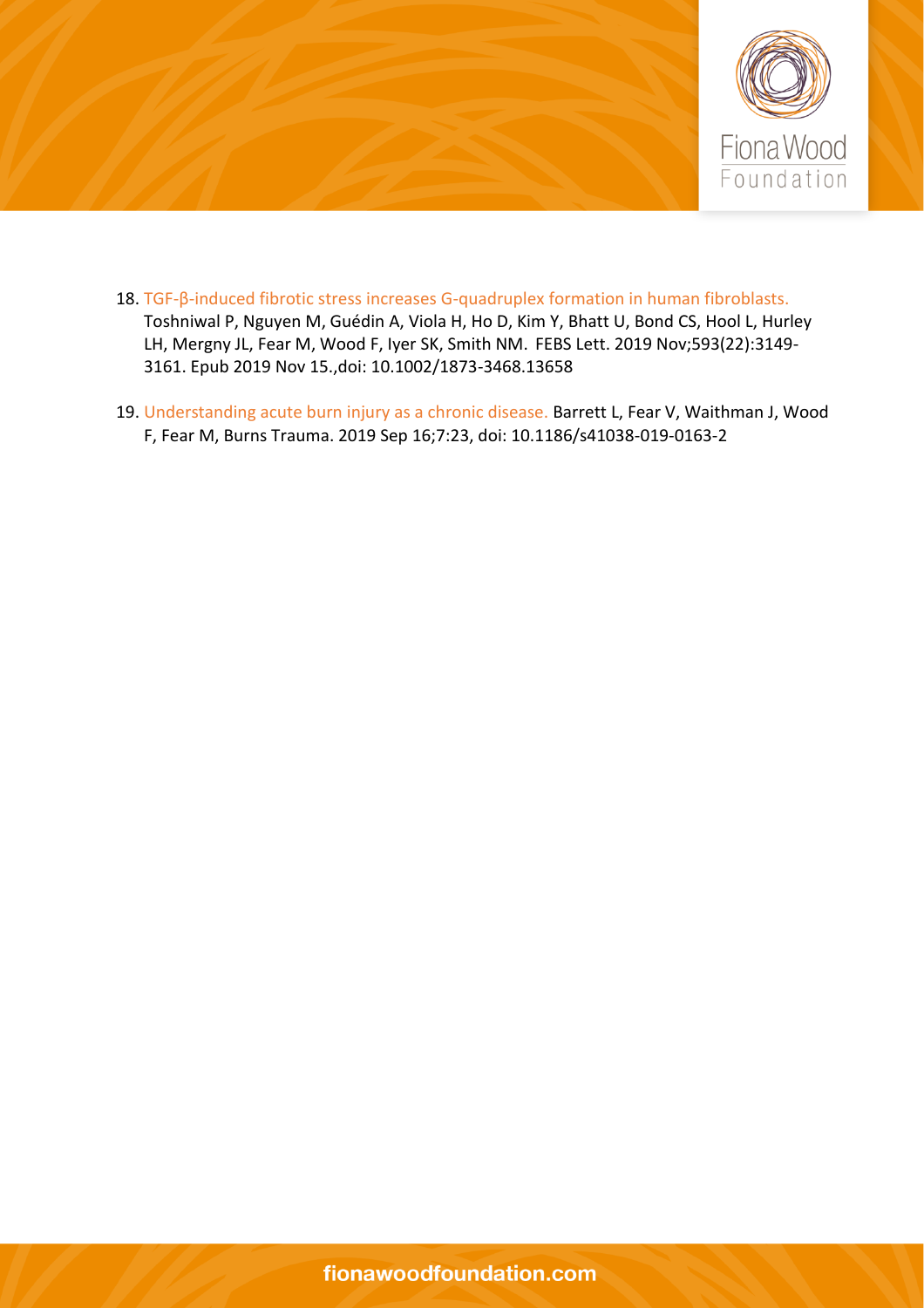18. TGF-β-induced fibrotic stress increases G-quadruplex formation in human fibroblasts. Toshniwal P, Nguyen M, Guédin A, Viola H, Ho D, Kim Y, Bhatt U, Bond CS, Hool L, Hurley LH, Mergny JL, Fear M, Wood F, Iyer SK, Smith NM. FEBS Lett. 2019 Nov;593(22):3149-3161. Epub 2019 Nov 15.,doi: 10.1002/1873-3468.13658

19. Understanding acute burn injury as a chronic disease. Barrett L, Fear V, Waithman J, Wood F, Fear M, Burns Trauma. 2019 Sep 16;7:23, doi: 10.1186/s41038-019-0163-2